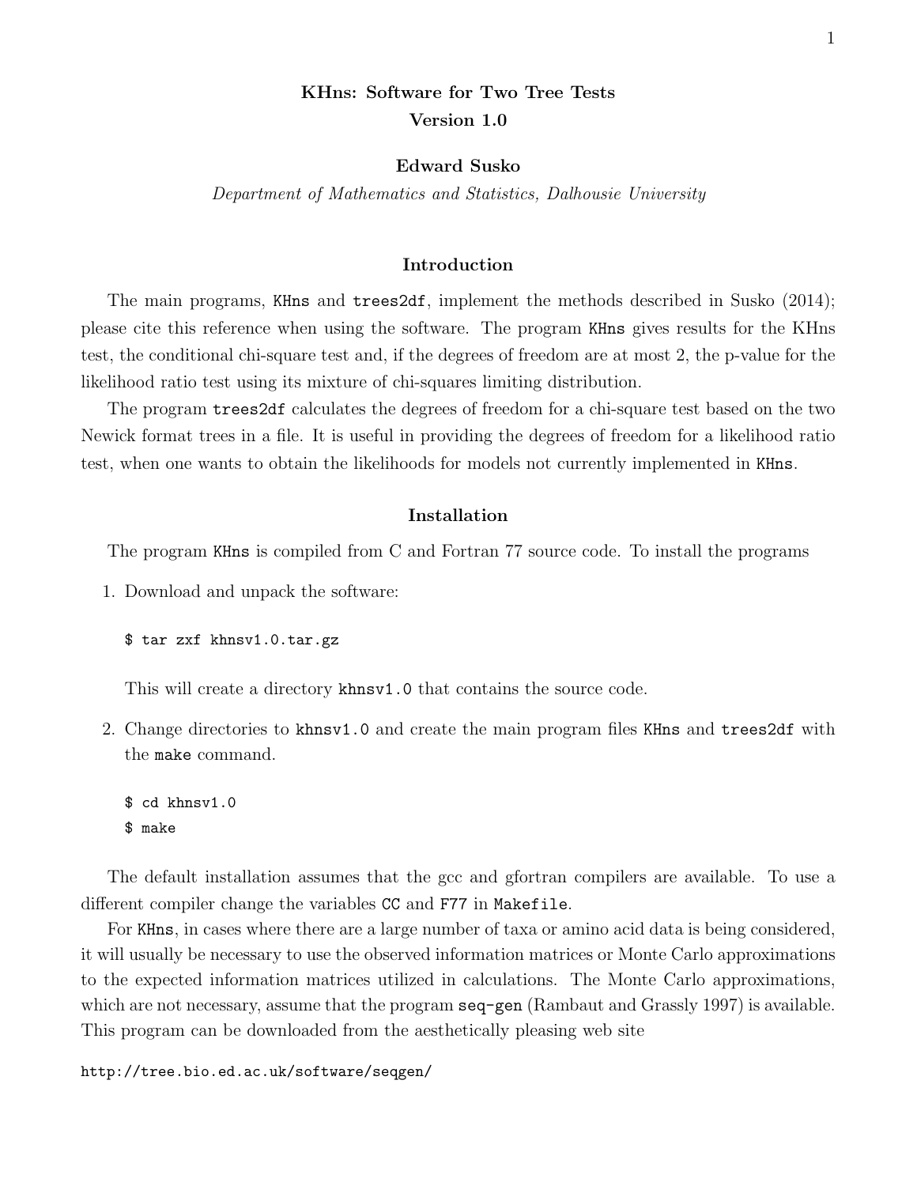# KHns: Software for Two Tree Tests
## Version 1.0

**Edward Susko**

*Department of Mathematics and Statistics, Dalhousie University*

## Introduction

The main programs, `KHns` and `trees2df`, implement the methods described in Susko (2014); please cite this reference when using the software. The program `KHns` gives results for the KHns test, the conditional chi-square test and, if the degrees of freedom are at most 2, the p-value for the likelihood ratio test using its mixture of chi-squares limiting distribution.

The program `trees2df` calculates the degrees of freedom for a chi-square test based on the two Newick format trees in a file. It is useful in providing the degrees of freedom for a likelihood ratio test, when one wants to obtain the likelihoods for models not currently implemented in `KHns`.

## Installation

The program `KHns` is compiled from C and Fortran 77 source code. To install the programs

1. Download and unpack the software:

   ```
   $ tar zxf khnsv1.0.tar.gz
   ```

   This will create a directory `khnsv1.0` that contains the source code.

2. Change directories to `khnsv1.0` and create the main program files `KHns` and `trees2df` with the `make` command.

   ```
   $ cd khnsv1.0
   $ make
   ```

The default installation assumes that the gcc and gfortran compilers are available. To use a different compiler change the variables `CC` and `F77` in `Makefile`.

For `KHns`, in cases where there are a large number of taxa or amino acid data is being considered, it will usually be necessary to use the observed information matrices or Monte Carlo approximations to the expected information matrices utilized in calculations. The Monte Carlo approximations, which are not necessary, assume that the program `seq-gen` (Rambaut and Grassly 1997) is available. This program can be downloaded from the aesthetically pleasing web site

`http://tree.bio.ed.ac.uk/software/seqgen/`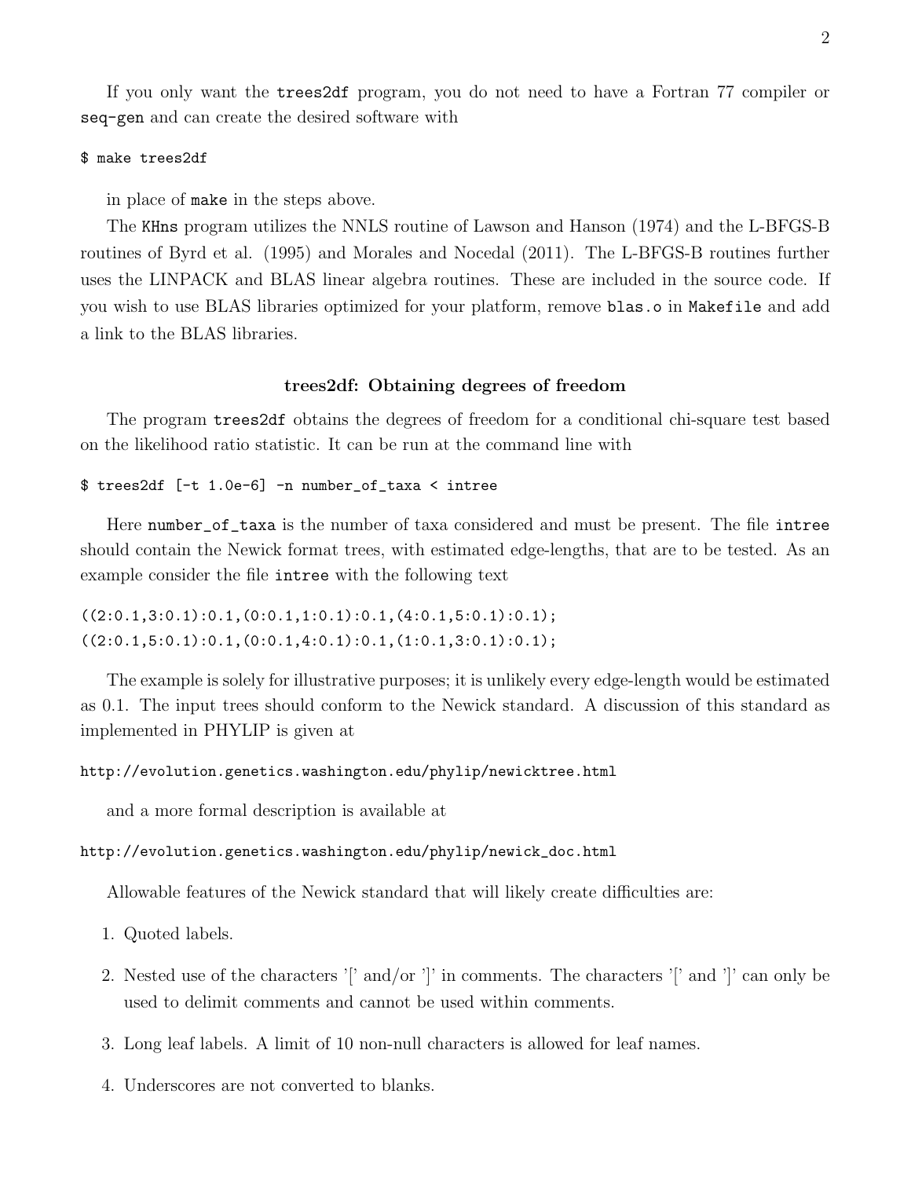If you only want the trees2df program, you do not need to have a Fortran 77 compiler or seq-gen and can create the desired software with

```
$ make trees2df
```

in place of make in the steps above.

The KHns program utilizes the NNLS routine of Lawson and Hanson (1974) and the L-BFGS-B routines of Byrd et al. (1995) and Morales and Nocedal (2011). The L-BFGS-B routines further uses the LINPACK and BLAS linear algebra routines. These are included in the source code. If you wish to use BLAS libraries optimized for your platform, remove blas.o in Makefile and add a link to the BLAS libraries.

### trees2df: Obtaining degrees of freedom

The program trees2df obtains the degrees of freedom for a conditional chi-square test based on the likelihood ratio statistic. It can be run at the command line with

```
$ trees2df [-t 1.0e-6] -n number_of_taxa < intree
```

Here number_of_taxa is the number of taxa considered and must be present. The file intree should contain the Newick format trees, with estimated edge-lengths, that are to be tested. As an example consider the file intree with the following text

```
((2:0.1,3:0.1):0.1,(0:0.1,1:0.1):0.1,(4:0.1,5:0.1):0.1);
((2:0.1,5:0.1):0.1,(0:0.1,4:0.1):0.1,(1:0.1,3:0.1):0.1);
```

The example is solely for illustrative purposes; it is unlikely every edge-length would be estimated as 0.1. The input trees should conform to the Newick standard. A discussion of this standard as implemented in PHYLIP is given at

```
http://evolution.genetics.washington.edu/phylip/newicktree.html
```

and a more formal description is available at

```
http://evolution.genetics.washington.edu/phylip/newick_doc.html
```

Allowable features of the Newick standard that will likely create difficulties are:

1. Quoted labels.
2. Nested use of the characters '[' and/or ']' in comments. The characters '[' and ']' can only be used to delimit comments and cannot be used within comments.
3. Long leaf labels. A limit of 10 non-null characters is allowed for leaf names.
4. Underscores are not converted to blanks.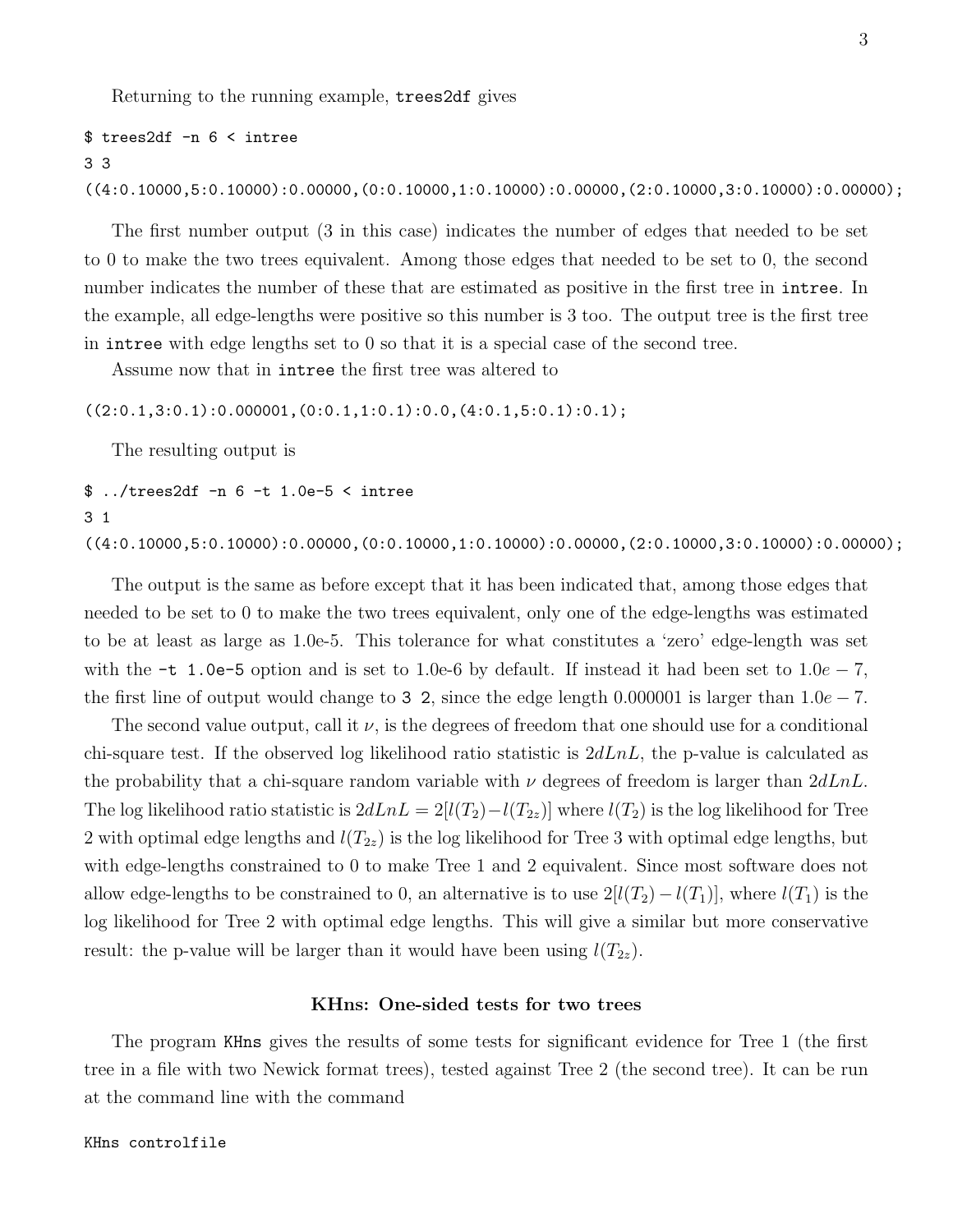Returning to the running example, `trees2df` gives

```
$ trees2df -n 6 < intree
3 3
((4:0.10000,5:0.10000):0.00000,(0:0.10000,1:0.10000):0.00000,(2:0.10000,3:0.10000):0.00000);
```

The first number output (3 in this case) indicates the number of edges that needed to be set to 0 to make the two trees equivalent. Among those edges that needed to be set to 0, the second number indicates the number of these that are estimated as positive in the first tree in `intree`. In the example, all edge-lengths were positive so this number is 3 too. The output tree is the first tree in `intree` with edge lengths set to 0 so that it is a special case of the second tree.

Assume now that in `intree` the first tree was altered to

```
((2:0.1,3:0.1):0.000001,(0:0.1,1:0.1):0.0,(4:0.1,5:0.1):0.1);
```

The resulting output is

```
$ ../trees2df -n 6 -t 1.0e-5 < intree
3 1
((4:0.10000,5:0.10000):0.00000,(0:0.10000,1:0.10000):0.00000,(2:0.10000,3:0.10000):0.00000);
```

The output is the same as before except that it has been indicated that, among those edges that needed to be set to 0 to make the two trees equivalent, only one of the edge-lengths was estimated to be at least as large as 1.0e-5. This tolerance for what constitutes a 'zero' edge-length was set with the `-t 1.0e-5` option and is set to 1.0e-6 by default. If instead it had been set to $1.0e-7$, the first line of output would change to `3 2`, since the edge length 0.000001 is larger than $1.0e-7$.

The second value output, call it $\nu$, is the degrees of freedom that one should use for a conditional chi-square test. If the observed log likelihood ratio statistic is $2dLnL$, the p-value is calculated as the probability that a chi-square random variable with $\nu$ degrees of freedom is larger than $2dLnL$. The log likelihood ratio statistic is $2dLnL = 2[l(T_2) - l(T_{2z})]$ where $l(T_2)$ is the log likelihood for Tree 2 with optimal edge lengths and $l(T_{2z})$ is the log likelihood for Tree 3 with optimal edge lengths, but with edge-lengths constrained to 0 to make Tree 1 and 2 equivalent. Since most software does not allow edge-lengths to be constrained to 0, an alternative is to use $2[l(T_2) - l(T_1)]$, where $l(T_1)$ is the log likelihood for Tree 2 with optimal edge lengths. This will give a similar but more conservative result: the p-value will be larger than it would have been using $l(T_{2z})$.

## KHns: One-sided tests for two trees

The program `KHns` gives the results of some tests for significant evidence for Tree 1 (the first tree in a file with two Newick format trees), tested against Tree 2 (the second tree). It can be run at the command line with the command

```
KHns controlfile
```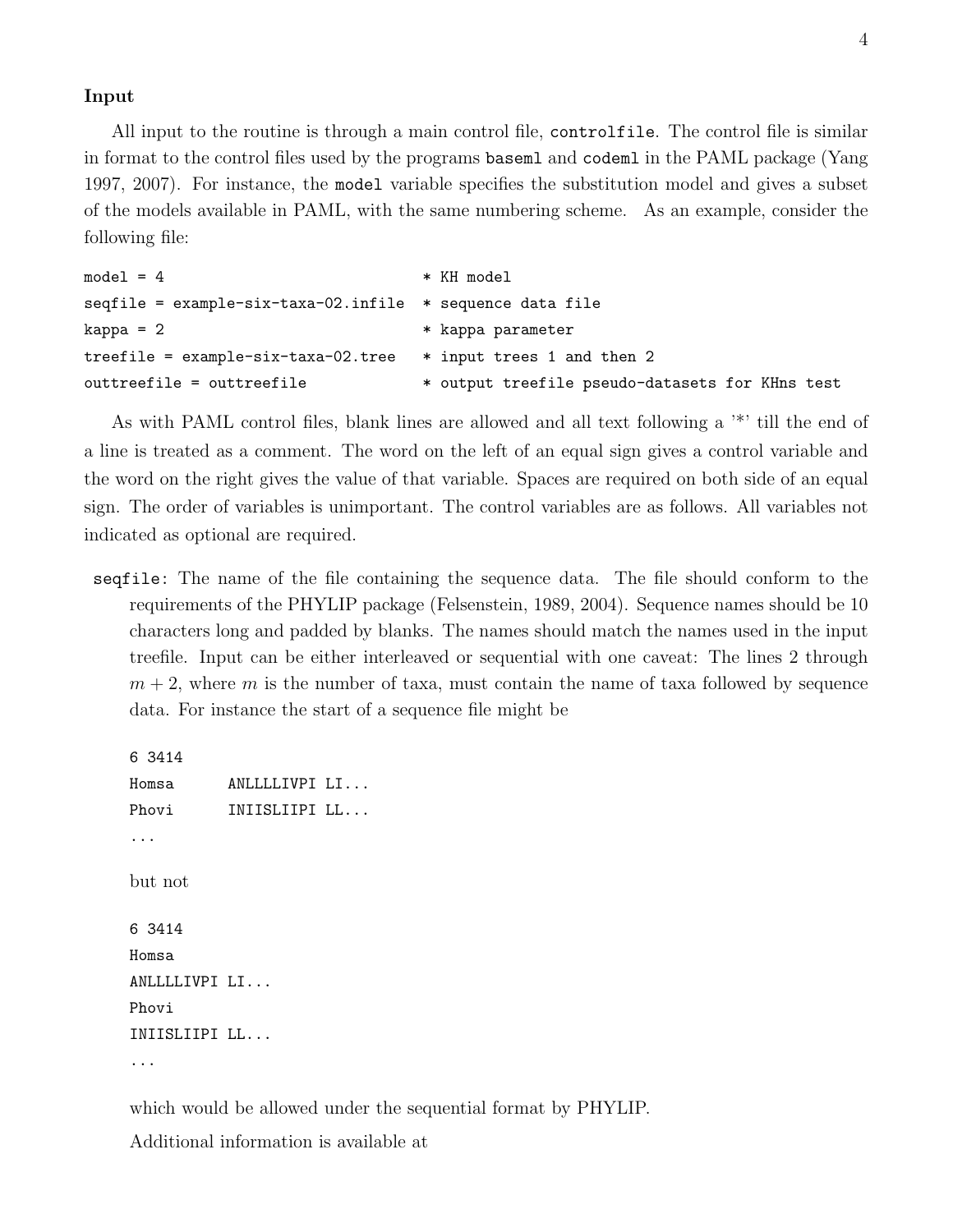## Input

All input to the routine is through a main control file, `controlfile`. The control file is similar in format to the control files used by the programs `baseml` and `codeml` in the PAML package (Yang 1997, 2007). For instance, the `model` variable specifies the substitution model and gives a subset of the models available in PAML, with the same numbering scheme. As an example, consider the following file:

```
model = 4                                 * KH model
seqfile = example-six-taxa-02.infile  * sequence data file
kappa = 2                                 * kappa parameter
treefile = example-six-taxa-02.tree   * input trees 1 and then 2
outtreefile = outtreefile                 * output treefile pseudo-datasets for KHns test
```

As with PAML control files, blank lines are allowed and all text following a '*' till the end of a line is treated as a comment. The word on the left of an equal sign gives a control variable and the word on the right gives the value of that variable. Spaces are required on both side of an equal sign. The order of variables is unimportant. The control variables are as follows. All variables not indicated as optional are required.

**`seqfile`:** The name of the file containing the sequence data. The file should conform to the requirements of the PHYLIP package (Felsenstein, 1989, 2004). Sequence names should be 10 characters long and padded by blanks. The names should match the names used in the input treefile. Input can be either interleaved or sequential with one caveat: The lines 2 through $m + 2$, where $m$ is the number of taxa, must contain the name of taxa followed by sequence data. For instance the start of a sequence file might be

```
6 3414
Homsa      ANLLLLIVPI LI...
Phovi      INIISLIIPI LL...
...
```

but not

```
6 3414
Homsa
ANLLLLIVPI LI...
Phovi
INIISLIIPI LL...
...
```

which would be allowed under the sequential format by PHYLIP.

Additional information is available at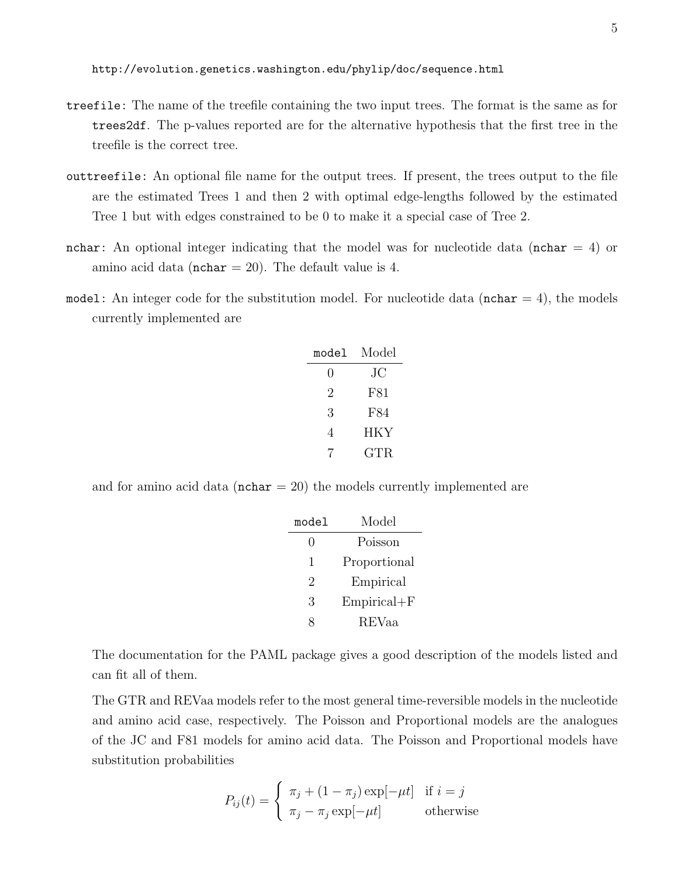http://evolution.genetics.washington.edu/phylip/doc/sequence.html

`treefile`: The name of the treefile containing the two input trees. The format is the same as for `trees2df`. The p-values reported are for the alternative hypothesis that the first tree in the treefile is the correct tree.

`outtreefile`: An optional file name for the output trees. If present, the trees output to the file are the estimated Trees 1 and then 2 with optimal edge-lengths followed by the estimated Tree 1 but with edges constrained to be 0 to make it a special case of Tree 2.

`nchar`: An optional integer indicating that the model was for nucleotide data (`nchar` = 4) or amino acid data (`nchar` = 20). The default value is 4.

`model`: An integer code for the substitution model. For nucleotide data (`nchar` = 4), the models currently implemented are

| `model` | Model |
|---|---|
| 0 | JC |
| 2 | F81 |
| 3 | F84 |
| 4 | HKY |
| 7 | GTR |

and for amino acid data (`nchar` = 20) the models currently implemented are

| `model` | Model |
|---|---|
| 0 | Poisson |
| 1 | Proportional |
| 2 | Empirical |
| 3 | Empirical+F |
| 8 | REVaa |

The documentation for the PAML package gives a good description of the models listed and can fit all of them.

The GTR and REVaa models refer to the most general time-reversible models in the nucleotide and amino acid case, respectively. The Poisson and Proportional models are the analogues of the JC and F81 models for amino acid data. The Poisson and Proportional models have substitution probabilities

$$P_{ij}(t) = \begin{cases} \pi_j + (1 - \pi_j)\exp[-\mu t] & \text{if } i = j \\ \pi_j - \pi_j \exp[-\mu t] & \text{otherwise} \end{cases}$$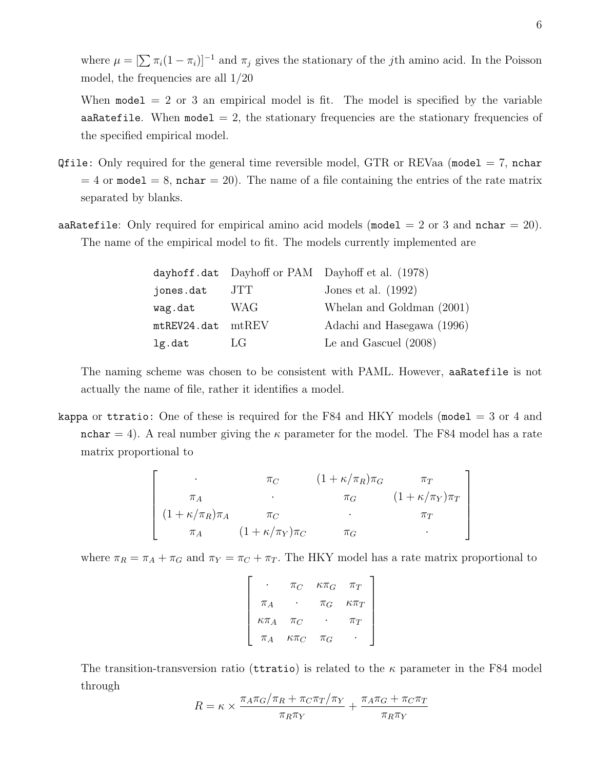where $\mu = [\sum \pi_i(1 - \pi_i)]^{-1}$ and $\pi_j$ gives the stationary of the $j$th amino acid. In the Poisson model, the frequencies are all 1/20

When `model` = 2 or 3 an empirical model is fit. The model is specified by the variable `aaRatefile`. When `model` = 2, the stationary frequencies are the stationary frequencies of the specified empirical model.

`Qfile`: Only required for the general time reversible model, GTR or REVaa (`model` = 7, `nchar` = 4 or `model` = 8, `nchar` = 20). The name of a file containing the entries of the rate matrix separated by blanks.

`aaRatefile`: Only required for empirical amino acid models (`model` = 2 or 3 and `nchar` = 20). The name of the empirical model to fit. The models currently implemented are

| | | |
|---|---|---|
| `dayhoff.dat` | Dayhoff or PAM | Dayhoff et al. (1978) |
| `jones.dat` | JTT | Jones et al. (1992) |
| `wag.dat` | WAG | Whelan and Goldman (2001) |
| `mtREV24.dat` | mtREV | Adachi and Hasegawa (1996) |
| `lg.dat` | LG | Le and Gascuel (2008) |

The naming scheme was chosen to be consistent with PAML. However, `aaRatefile` is not actually the name of file, rather it identifies a model.

`kappa` or `ttratio`: One of these is required for the F84 and HKY models (`model` = 3 or 4 and `nchar` = 4). A real number giving the $\kappa$ parameter for the model. The F84 model has a rate matrix proportional to

$$\begin{bmatrix} \cdot & \pi_C & (1+\kappa/\pi_R)\pi_G & \pi_T \\ \pi_A & \cdot & \pi_G & (1+\kappa/\pi_Y)\pi_T \\ (1+\kappa/\pi_R)\pi_A & \pi_C & \cdot & \pi_T \\ \pi_A & (1+\kappa/\pi_Y)\pi_C & \pi_G & \cdot \end{bmatrix}$$

where $\pi_R = \pi_A + \pi_G$ and $\pi_Y = \pi_C + \pi_T$. The HKY model has a rate matrix proportional to

$$\begin{bmatrix} \cdot & \pi_C & \kappa\pi_G & \pi_T \\ \pi_A & \cdot & \pi_G & \kappa\pi_T \\ \kappa\pi_A & \pi_C & \cdot & \pi_T \\ \pi_A & \kappa\pi_C & \pi_G & \cdot \end{bmatrix}$$

The transition-transversion ratio (`ttratio`) is related to the $\kappa$ parameter in the F84 model through

$$R = \kappa \times \frac{\pi_A\pi_G/\pi_R + \pi_C\pi_T/\pi_Y}{\pi_R\pi_Y} + \frac{\pi_A\pi_G + \pi_C\pi_T}{\pi_R\pi_Y}$$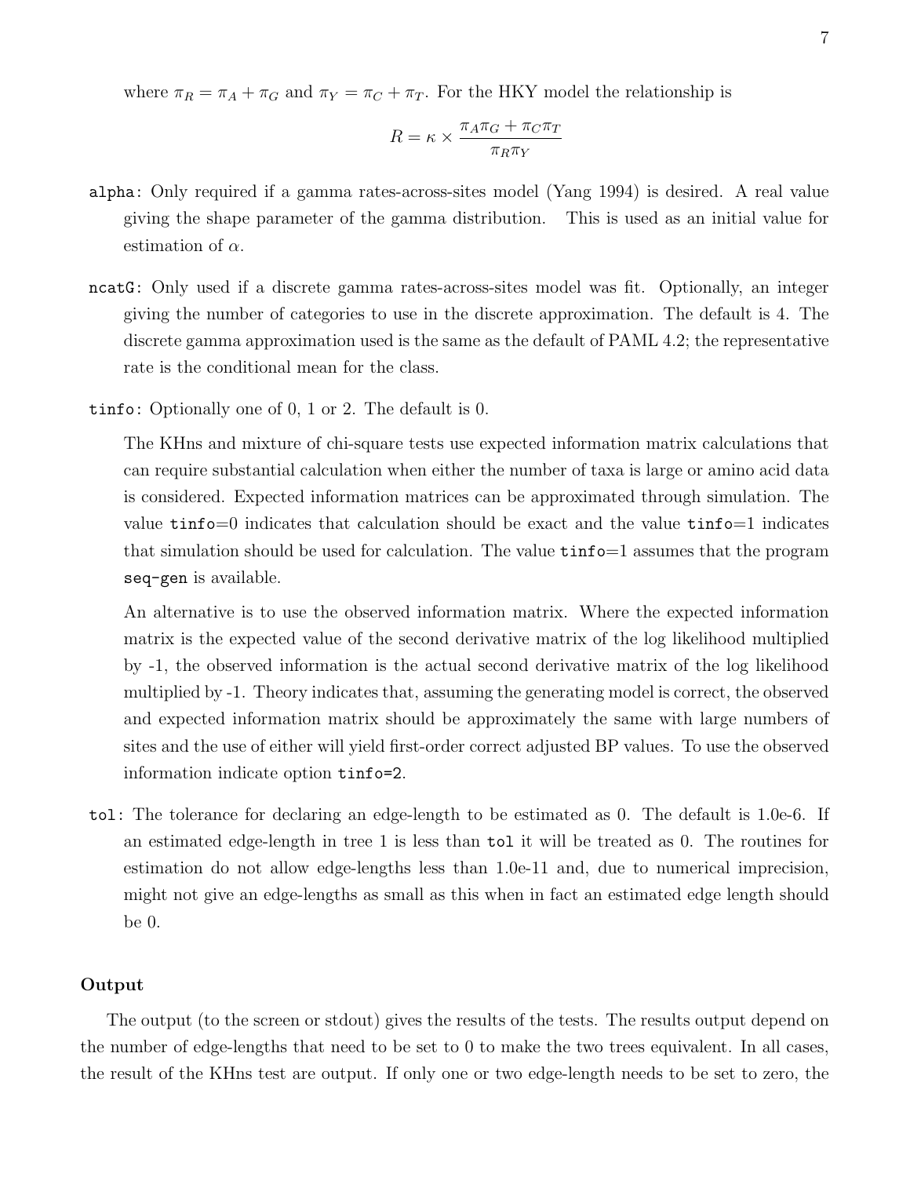where $\pi_R = \pi_A + \pi_G$ and $\pi_Y = \pi_C + \pi_T$. For the HKY model the relationship is

$$R = \kappa \times \frac{\pi_A \pi_G + \pi_C \pi_T}{\pi_R \pi_Y}$$

`alpha`: Only required if a gamma rates-across-sites model (Yang 1994) is desired. A real value giving the shape parameter of the gamma distribution. This is used as an initial value for estimation of $\alpha$.

`ncatG`: Only used if a discrete gamma rates-across-sites model was fit. Optionally, an integer giving the number of categories to use in the discrete approximation. The default is 4. The discrete gamma approximation used is the same as the default of PAML 4.2; the representative rate is the conditional mean for the class.

`tinfo`: Optionally one of 0, 1 or 2. The default is 0.

The KHns and mixture of chi-square tests use expected information matrix calculations that can require substantial calculation when either the number of taxa is large or amino acid data is considered. Expected information matrices can be approximated through simulation. The value `tinfo`=0 indicates that calculation should be exact and the value `tinfo`=1 indicates that simulation should be used for calculation. The value `tinfo`=1 assumes that the program `seq-gen` is available.

An alternative is to use the observed information matrix. Where the expected information matrix is the expected value of the second derivative matrix of the log likelihood multiplied by -1, the observed information is the actual second derivative matrix of the log likelihood multiplied by -1. Theory indicates that, assuming the generating model is correct, the observed and expected information matrix should be approximately the same with large numbers of sites and the use of either will yield first-order correct adjusted BP values. To use the observed information indicate option `tinfo=2`.

`tol`: The tolerance for declaring an edge-length to be estimated as 0. The default is 1.0e-6. If an estimated edge-length in tree 1 is less than `tol` it will be treated as 0. The routines for estimation do not allow edge-lengths less than 1.0e-11 and, due to numerical imprecision, might not give an edge-lengths as small as this when in fact an estimated edge length should be 0.

## Output

The output (to the screen or stdout) gives the results of the tests. The results output depend on the number of edge-lengths that need to be set to 0 to make the two trees equivalent. In all cases, the result of the KHns test are output. If only one or two edge-length needs to be set to zero, the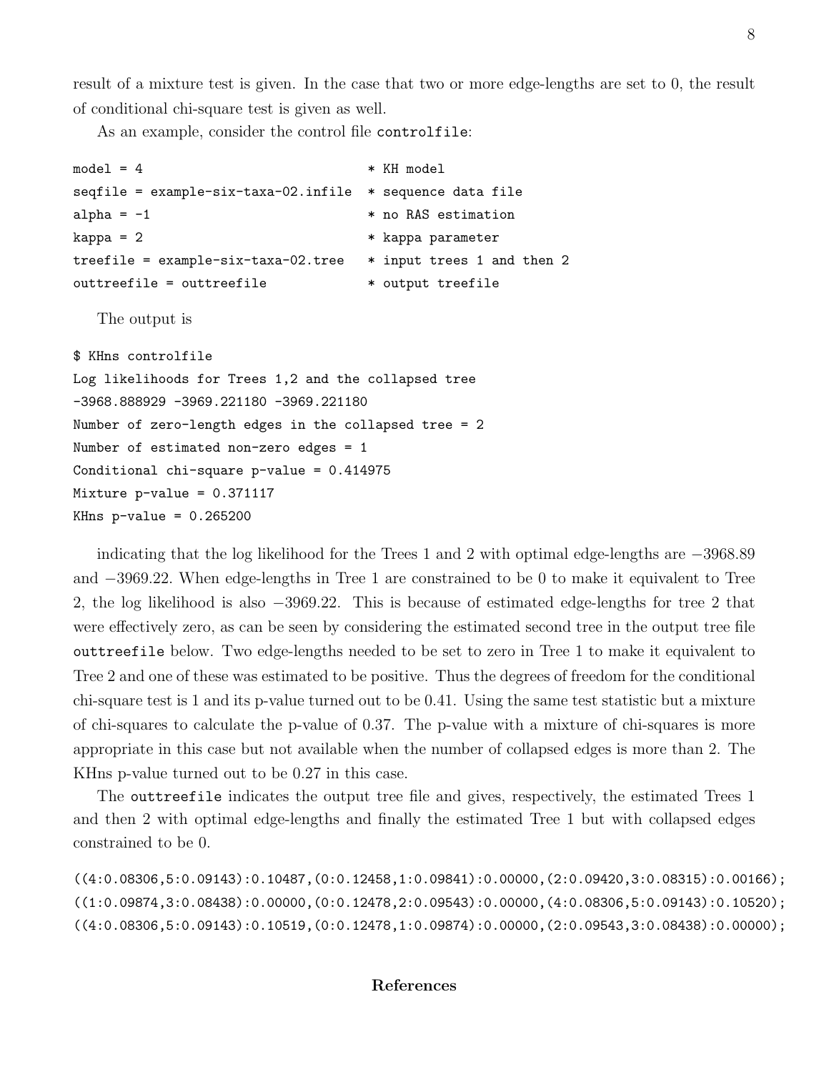result of a mixture test is given. In the case that two or more edge-lengths are set to 0, the result of conditional chi-square test is given as well.

As an example, consider the control file `controlfile`:

```
model = 4                             * KH model
seqfile = example-six-taxa-02.infile  * sequence data file
alpha = -1                            * no RAS estimation
kappa = 2                             * kappa parameter
treefile = example-six-taxa-02.tree   * input trees 1 and then 2
outtreefile = outtreefile             * output treefile
```

The output is

```
$ KHns controlfile
Log likelihoods for Trees 1,2 and the collapsed tree
-3968.888929 -3969.221180 -3969.221180
Number of zero-length edges in the collapsed tree = 2
Number of estimated non-zero edges = 1
Conditional chi-square p-value = 0.414975
Mixture p-value = 0.371117
KHns p-value = 0.265200
```

indicating that the log likelihood for the Trees 1 and 2 with optimal edge-lengths are $-3968.89$ and $-3969.22$. When edge-lengths in Tree 1 are constrained to be 0 to make it equivalent to Tree 2, the log likelihood is also $-3969.22$. This is because of estimated edge-lengths for tree 2 that were effectively zero, as can be seen by considering the estimated second tree in the output tree file `outtreefile` below. Two edge-lengths needed to be set to zero in Tree 1 to make it equivalent to Tree 2 and one of these was estimated to be positive. Thus the degrees of freedom for the conditional chi-square test is 1 and its p-value turned out to be 0.41. Using the same test statistic but a mixture of chi-squares to calculate the p-value of 0.37. The p-value with a mixture of chi-squares is more appropriate in this case but not available when the number of collapsed edges is more than 2. The KHns p-value turned out to be 0.27 in this case.

The `outtreefile` indicates the output tree file and gives, respectively, the estimated Trees 1 and then 2 with optimal edge-lengths and finally the estimated Tree 1 but with collapsed edges constrained to be 0.

```
((4:0.08306,5:0.09143):0.10487,(0:0.12458,1:0.09841):0.00000,(2:0.09420,3:0.08315):0.00166);
((1:0.09874,3:0.08438):0.00000,(0:0.12478,2:0.09543):0.00000,(4:0.08306,5:0.09143):0.10520);
((4:0.08306,5:0.09143):0.10519,(0:0.12478,1:0.09874):0.00000,(2:0.09543,3:0.08438):0.00000);
```

## References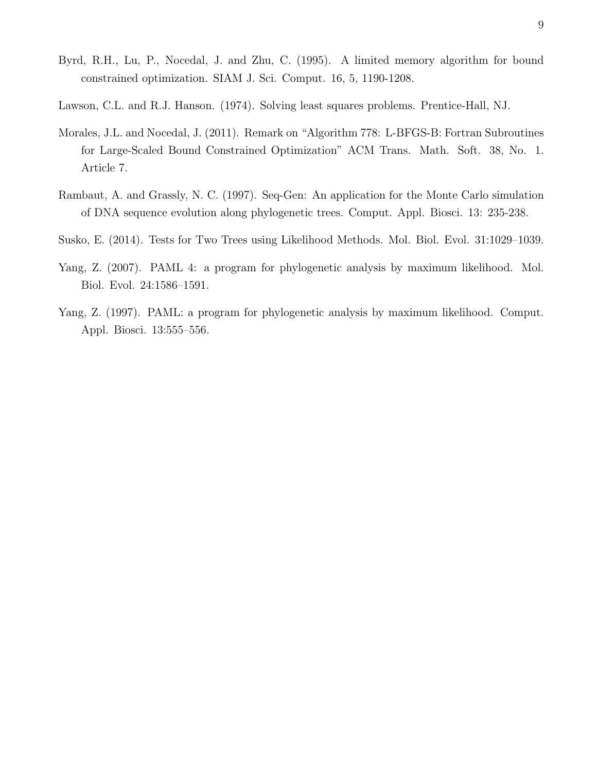Byrd, R.H., Lu, P., Nocedal, J. and Zhu, C. (1995). A limited memory algorithm for bound constrained optimization. SIAM J. Sci. Comput. 16, 5, 1190-1208.

Lawson, C.L. and R.J. Hanson. (1974). Solving least squares problems. Prentice-Hall, NJ.

Morales, J.L. and Nocedal, J. (2011). Remark on "Algorithm 778: L-BFGS-B: Fortran Subroutines for Large-Scaled Bound Constrained Optimization" ACM Trans. Math. Soft. 38, No. 1. Article 7.

Rambaut, A. and Grassly, N. C. (1997). Seq-Gen: An application for the Monte Carlo simulation of DNA sequence evolution along phylogenetic trees. Comput. Appl. Biosci. 13: 235-238.

Susko, E. (2014). Tests for Two Trees using Likelihood Methods. Mol. Biol. Evol. 31:1029–1039.

Yang, Z. (2007). PAML 4: a program for phylogenetic analysis by maximum likelihood. Mol. Biol. Evol. 24:1586–1591.

Yang, Z. (1997). PAML: a program for phylogenetic analysis by maximum likelihood. Comput. Appl. Biosci. 13:555–556.